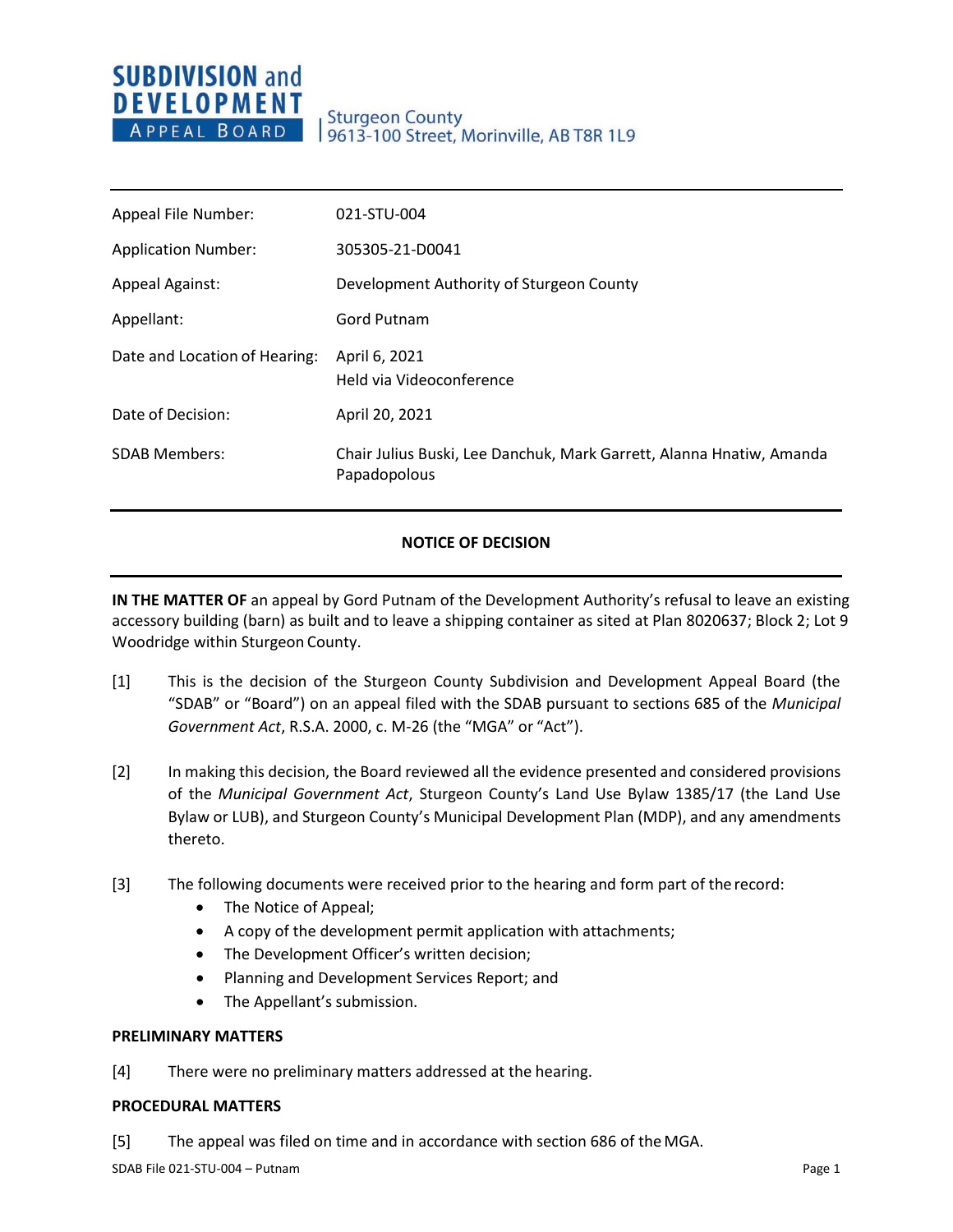**SUBDIVISION and DEVELOPMENT APPEAL BOARD**

Sturgeon County
9613-100 Street, Morinville, AB T8R 1L9

| | |
|---|---|
| Appeal File Number: | 021-STU-004 |
| Application Number: | 305305-21-D0041 |
| Appeal Against: | Development Authority of Sturgeon County |
| Appellant: | Gord Putnam |
| Date and Location of Hearing: | April 6, 2021<br>Held via Videoconference |
| Date of Decision: | April 20, 2021 |
| SDAB Members: | Chair Julius Buski, Lee Danchuk, Mark Garrett, Alanna Hnatiw, Amanda Papadopolous |

## NOTICE OF DECISION

**IN THE MATTER OF** an appeal by Gord Putnam of the Development Authority's refusal to leave an existing accessory building (barn) as built and to leave a shipping container as sited at Plan 8020637; Block 2; Lot 9 Woodridge within Sturgeon County.

[1] This is the decision of the Sturgeon County Subdivision and Development Appeal Board (the "SDAB" or "Board") on an appeal filed with the SDAB pursuant to sections 685 of the *Municipal Government Act*, R.S.A. 2000, c. M-26 (the "MGA" or "Act").

[2] In making this decision, the Board reviewed all the evidence presented and considered provisions of the *Municipal Government Act*, Sturgeon County's Land Use Bylaw 1385/17 (the Land Use Bylaw or LUB), and Sturgeon County's Municipal Development Plan (MDP), and any amendments thereto.

[3] The following documents were received prior to the hearing and form part of the record:

- The Notice of Appeal;
- A copy of the development permit application with attachments;
- The Development Officer's written decision;
- Planning and Development Services Report; and
- The Appellant's submission.

**PRELIMINARY MATTERS**

[4] There were no preliminary matters addressed at the hearing.

**PROCEDURAL MATTERS**

[5] The appeal was filed on time and in accordance with section 686 of the MGA.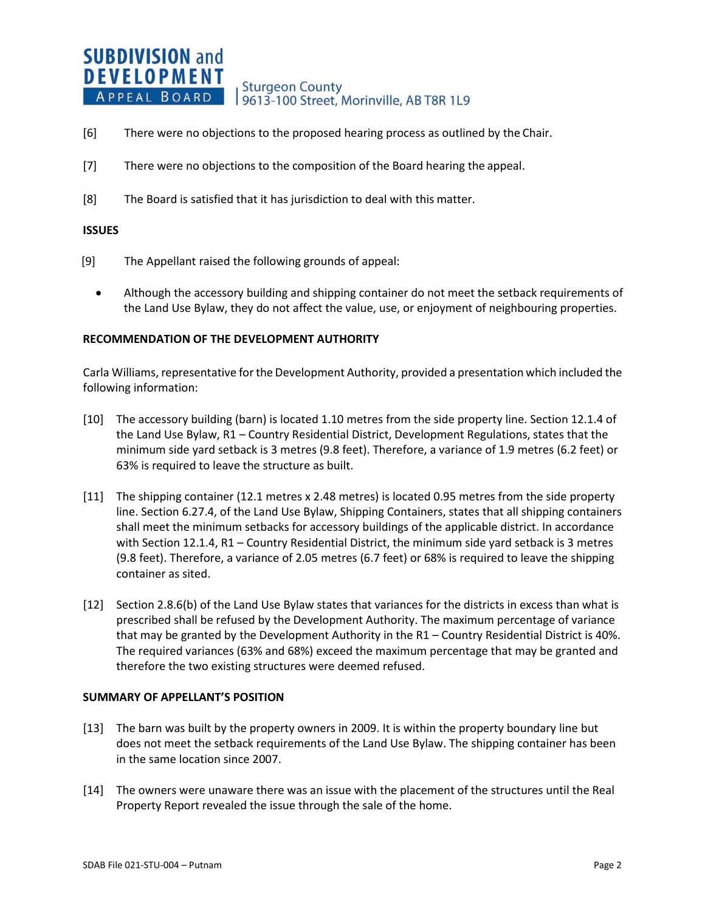[6] There were no objections to the proposed hearing process as outlined by the Chair.

[7] There were no objections to the composition of the Board hearing the appeal.

[8] The Board is satisfied that it has jurisdiction to deal with this matter.

**ISSUES**

[9] The Appellant raised the following grounds of appeal:

- Although the accessory building and shipping container do not meet the setback requirements of the Land Use Bylaw, they do not affect the value, use, or enjoyment of neighbouring properties.

**RECOMMENDATION OF THE DEVELOPMENT AUTHORITY**

Carla Williams, representative for the Development Authority, provided a presentation which included the following information:

[10] The accessory building (barn) is located 1.10 metres from the side property line. Section 12.1.4 of the Land Use Bylaw, R1 – Country Residential District, Development Regulations, states that the minimum side yard setback is 3 metres (9.8 feet). Therefore, a variance of 1.9 metres (6.2 feet) or 63% is required to leave the structure as built.

[11] The shipping container (12.1 metres x 2.48 metres) is located 0.95 metres from the side property line. Section 6.27.4, of the Land Use Bylaw, Shipping Containers, states that all shipping containers shall meet the minimum setbacks for accessory buildings of the applicable district. In accordance with Section 12.1.4, R1 – Country Residential District, the minimum side yard setback is 3 metres (9.8 feet). Therefore, a variance of 2.05 metres (6.7 feet) or 68% is required to leave the shipping container as sited.

[12] Section 2.8.6(b) of the Land Use Bylaw states that variances for the districts in excess than what is prescribed shall be refused by the Development Authority. The maximum percentage of variance that may be granted by the Development Authority in the R1 – Country Residential District is 40%. The required variances (63% and 68%) exceed the maximum percentage that may be granted and therefore the two existing structures were deemed refused.

**SUMMARY OF APPELLANT'S POSITION**

[13] The barn was built by the property owners in 2009. It is within the property boundary line but does not meet the setback requirements of the Land Use Bylaw. The shipping container has been in the same location since 2007.

[14] The owners were unaware there was an issue with the placement of the structures until the Real Property Report revealed the issue through the sale of the home.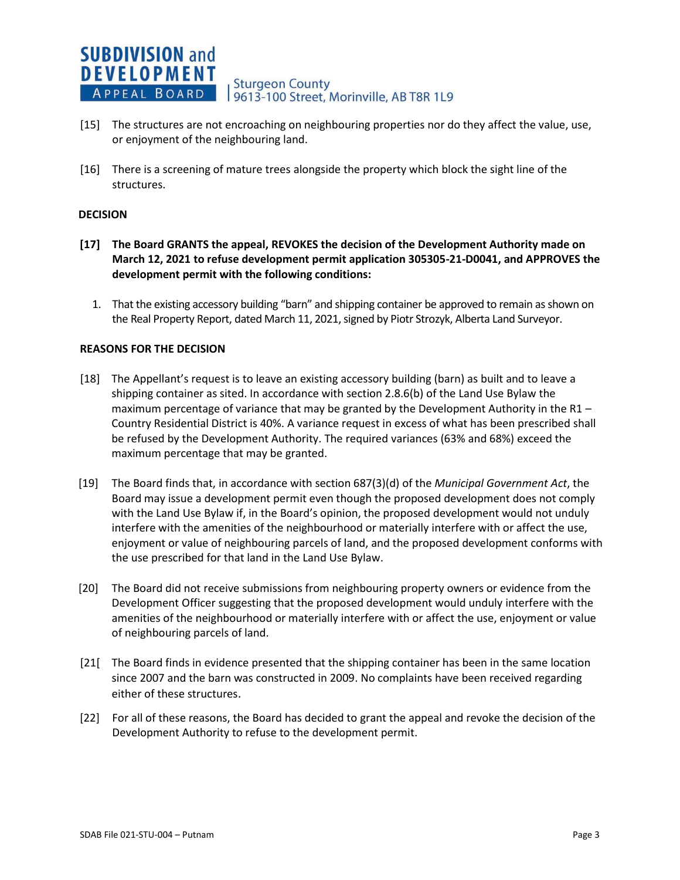[15] The structures are not encroaching on neighbouring properties nor do they affect the value, use, or enjoyment of the neighbouring land.

[16] There is a screening of mature trees alongside the property which block the sight line of the structures.

## DECISION

**[17] The Board GRANTS the appeal, REVOKES the decision of the Development Authority made on March 12, 2021 to refuse development permit application 305305-21-D0041, and APPROVES the development permit with the following conditions:**

1. That the existing accessory building "barn" and shipping container be approved to remain as shown on the Real Property Report, dated March 11, 2021, signed by Piotr Strozyk, Alberta Land Surveyor.

## REASONS FOR THE DECISION

[18] The Appellant's request is to leave an existing accessory building (barn) as built and to leave a shipping container as sited. In accordance with section 2.8.6(b) of the Land Use Bylaw the maximum percentage of variance that may be granted by the Development Authority in the R1 – Country Residential District is 40%. A variance request in excess of what has been prescribed shall be refused by the Development Authority. The required variances (63% and 68%) exceed the maximum percentage that may be granted.

[19] The Board finds that, in accordance with section 687(3)(d) of the *Municipal Government Act*, the Board may issue a development permit even though the proposed development does not comply with the Land Use Bylaw if, in the Board's opinion, the proposed development would not unduly interfere with the amenities of the neighbourhood or materially interfere with or affect the use, enjoyment or value of neighbouring parcels of land, and the proposed development conforms with the use prescribed for that land in the Land Use Bylaw.

[20] The Board did not receive submissions from neighbouring property owners or evidence from the Development Officer suggesting that the proposed development would unduly interfere with the amenities of the neighbourhood or materially interfere with or affect the use, enjoyment or value of neighbouring parcels of land.

[21[ The Board finds in evidence presented that the shipping container has been in the same location since 2007 and the barn was constructed in 2009. No complaints have been received regarding either of these structures.

[22] For all of these reasons, the Board has decided to grant the appeal and revoke the decision of the Development Authority to refuse to the development permit.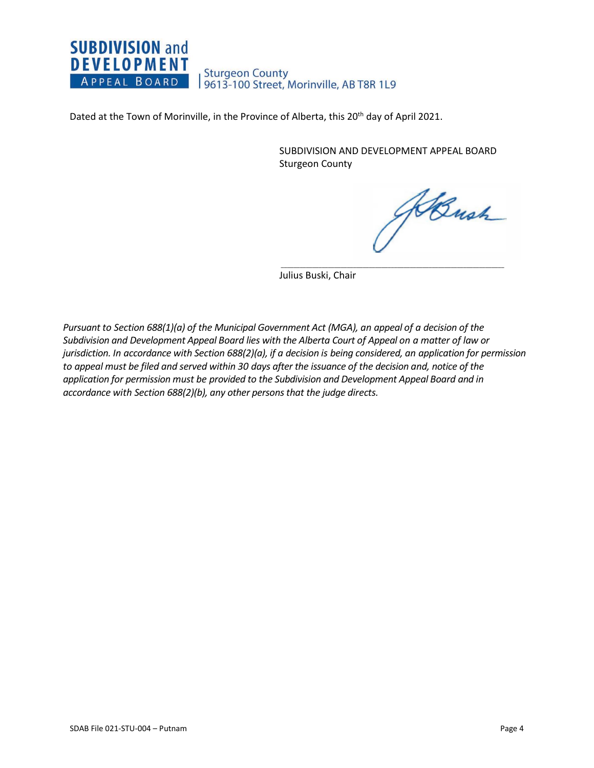Dated at the Town of Morinville, in the Province of Alberta, this 20th day of April 2021.

SUBDIVISION AND DEVELOPMENT APPEAL BOARD
Sturgeon County

\_\_\_\_\_\_\_\_\_\_\_\_\_\_\_\_\_\_\_\_\_\_\_\_\_\_\_\_\_\_\_\_\_\_\_\_\_\_\_\_\_\_

Julius Buski, Chair

*Pursuant to Section 688(1)(a) of the Municipal Government Act (MGA), an appeal of a decision of the Subdivision and Development Appeal Board lies with the Alberta Court of Appeal on a matter of law or jurisdiction. In accordance with Section 688(2)(a), if a decision is being considered, an application for permission to appeal must be filed and served within 30 days after the issuance of the decision and, notice of the application for permission must be provided to the Subdivision and Development Appeal Board and in accordance with Section 688(2)(b), any other persons that the judge directs.*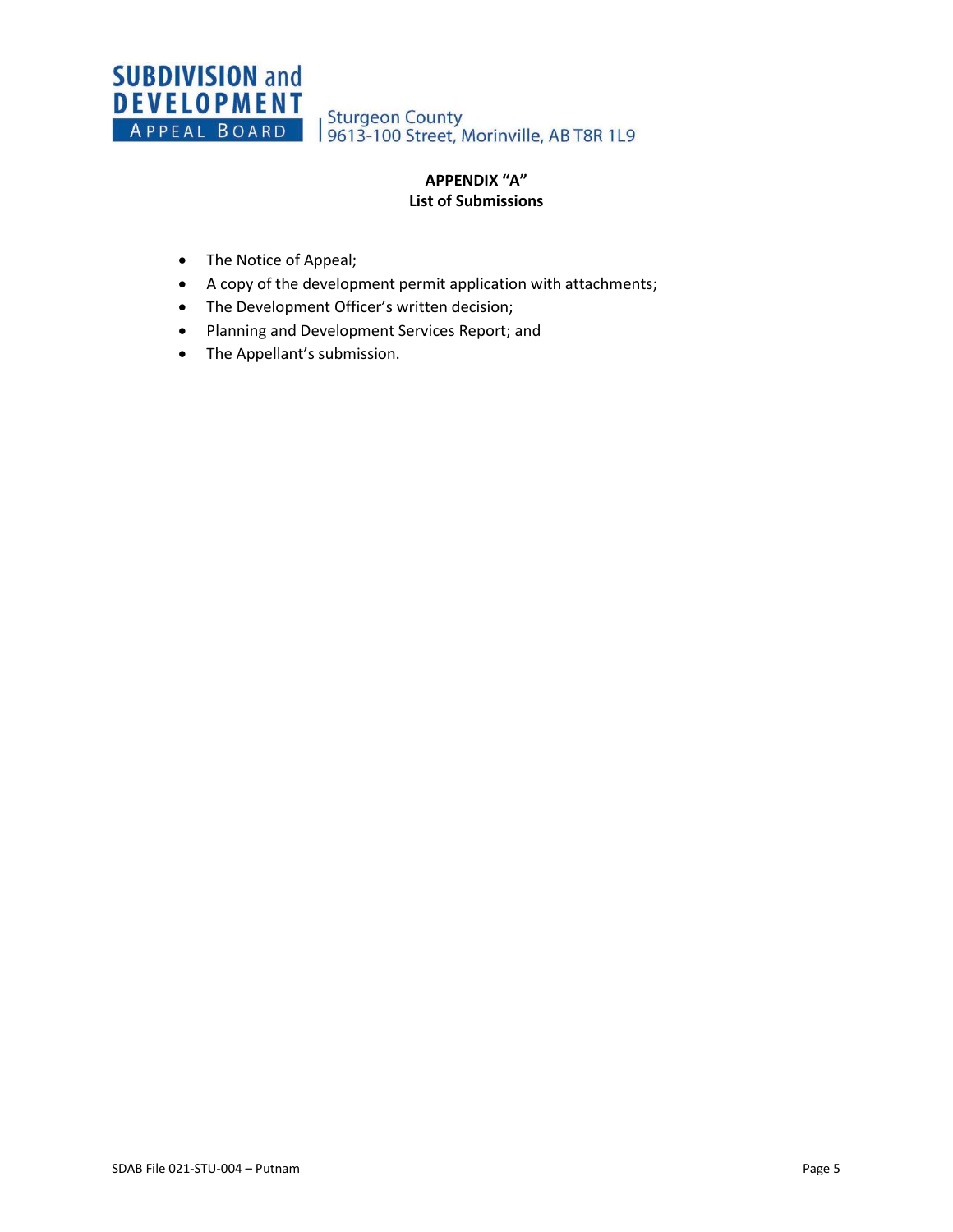SUBDIVISION and DEVELOPMENT APPEAL BOARD | Sturgeon County
9613-100 Street, Morinville, AB T8R 1L9

**APPENDIX "A"**
**List of Submissions**

- The Notice of Appeal;
- A copy of the development permit application with attachments;
- The Development Officer's written decision;
- Planning and Development Services Report; and
- The Appellant's submission.